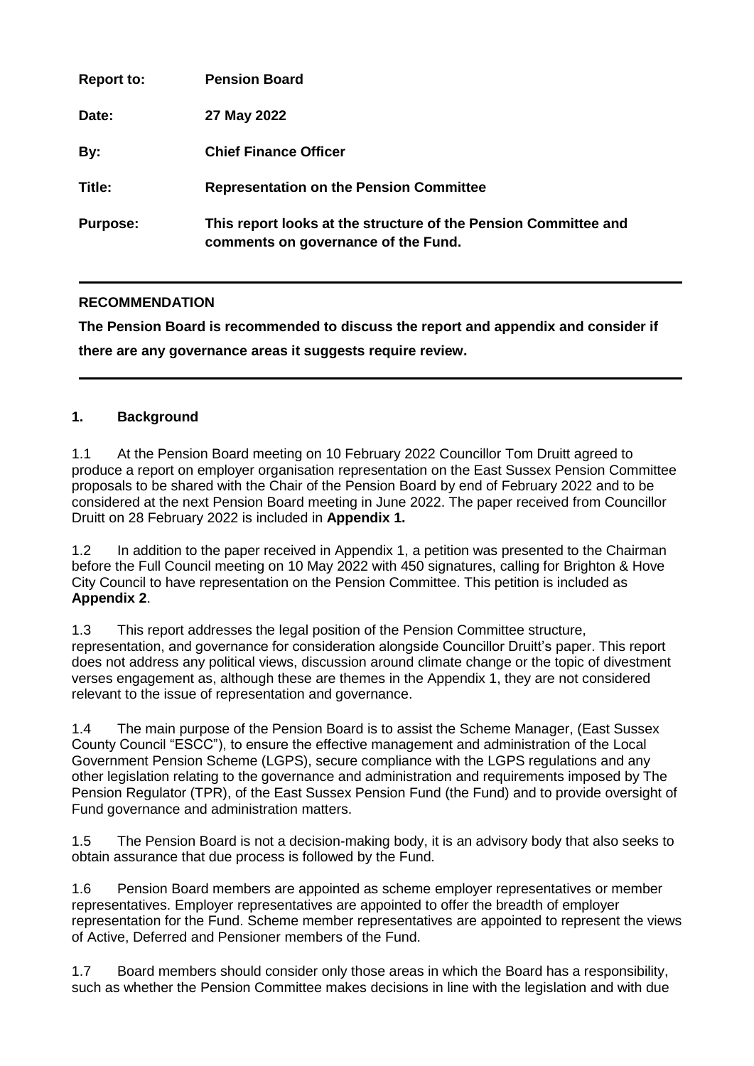| | |
|---|---|
| **Report to:** | **Pension Board** |
| **Date:** | **27 May 2022** |
| **By:** | **Chief Finance Officer** |
| **Title:** | **Representation on the Pension Committee** |
| **Purpose:** | **This report looks at the structure of the Pension Committee and comments on governance of the Fund.** |

---

**RECOMMENDATION**

**The Pension Board is recommended to discuss the report and appendix and consider if there are any governance areas it suggests require review.**

---

## 1. Background

1.1 At the Pension Board meeting on 10 February 2022 Councillor Tom Druitt agreed to produce a report on employer organisation representation on the East Sussex Pension Committee proposals to be shared with the Chair of the Pension Board by end of February 2022 and to be considered at the next Pension Board meeting in June 2022. The paper received from Councillor Druitt on 28 February 2022 is included in **Appendix 1.**

1.2 In addition to the paper received in Appendix 1, a petition was presented to the Chairman before the Full Council meeting on 10 May 2022 with 450 signatures, calling for Brighton & Hove City Council to have representation on the Pension Committee. This petition is included as **Appendix 2**.

1.3 This report addresses the legal position of the Pension Committee structure, representation, and governance for consideration alongside Councillor Druitt's paper. This report does not address any political views, discussion around climate change or the topic of divestment verses engagement as, although these are themes in the Appendix 1, they are not considered relevant to the issue of representation and governance.

1.4 The main purpose of the Pension Board is to assist the Scheme Manager, (East Sussex County Council "ESCC"), to ensure the effective management and administration of the Local Government Pension Scheme (LGPS), secure compliance with the LGPS regulations and any other legislation relating to the governance and administration and requirements imposed by The Pension Regulator (TPR), of the East Sussex Pension Fund (the Fund) and to provide oversight of Fund governance and administration matters.

1.5 The Pension Board is not a decision-making body, it is an advisory body that also seeks to obtain assurance that due process is followed by the Fund.

1.6 Pension Board members are appointed as scheme employer representatives or member representatives. Employer representatives are appointed to offer the breadth of employer representation for the Fund. Scheme member representatives are appointed to represent the views of Active, Deferred and Pensioner members of the Fund.

1.7 Board members should consider only those areas in which the Board has a responsibility, such as whether the Pension Committee makes decisions in line with the legislation and with due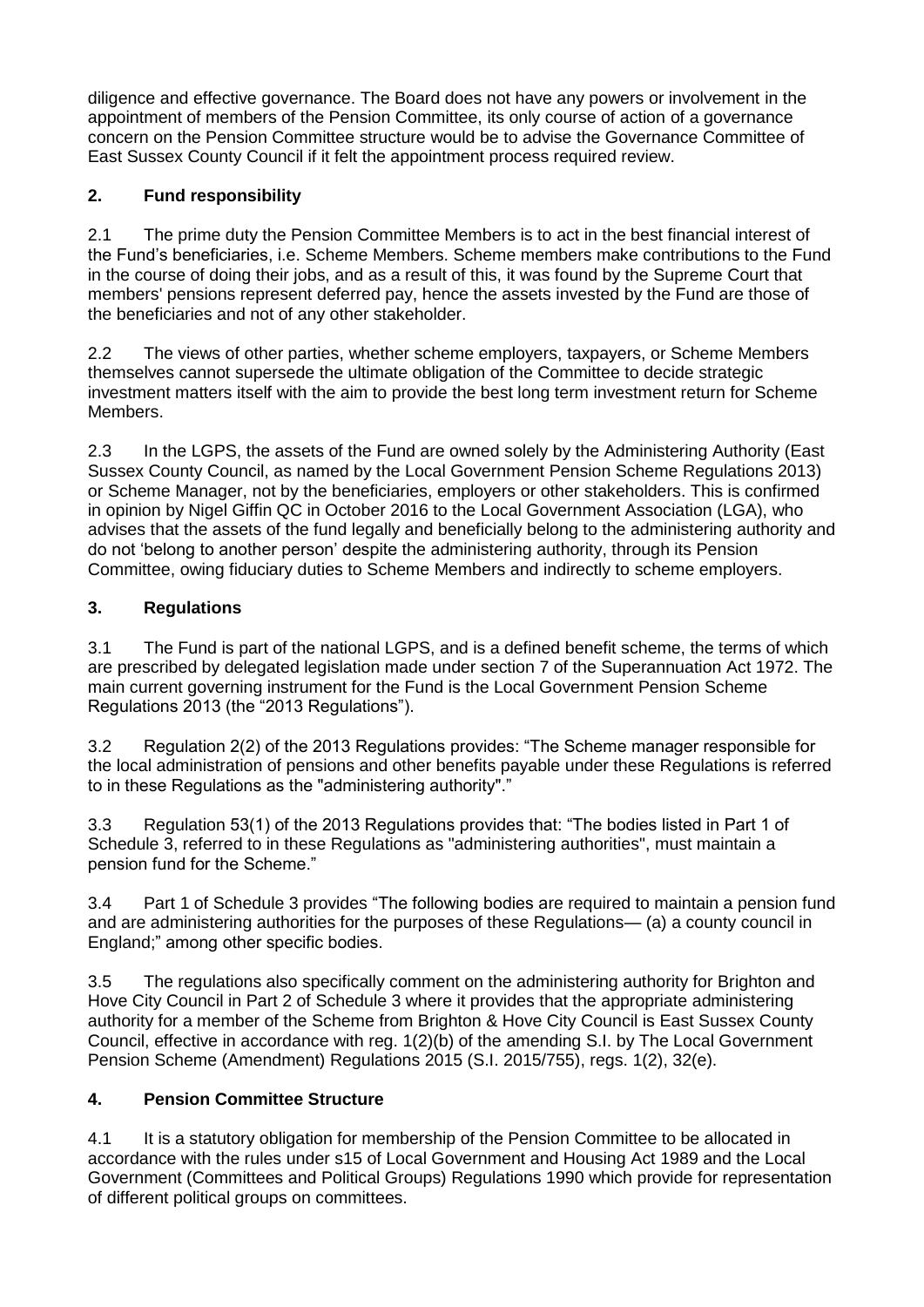diligence and effective governance. The Board does not have any powers or involvement in the appointment of members of the Pension Committee, its only course of action of a governance concern on the Pension Committee structure would be to advise the Governance Committee of East Sussex County Council if it felt the appointment process required review.

## 2. Fund responsibility

2.1 The prime duty the Pension Committee Members is to act in the best financial interest of the Fund's beneficiaries, i.e. Scheme Members. Scheme members make contributions to the Fund in the course of doing their jobs, and as a result of this, it was found by the Supreme Court that members' pensions represent deferred pay, hence the assets invested by the Fund are those of the beneficiaries and not of any other stakeholder.

2.2 The views of other parties, whether scheme employers, taxpayers, or Scheme Members themselves cannot supersede the ultimate obligation of the Committee to decide strategic investment matters itself with the aim to provide the best long term investment return for Scheme Members.

2.3 In the LGPS, the assets of the Fund are owned solely by the Administering Authority (East Sussex County Council, as named by the Local Government Pension Scheme Regulations 2013) or Scheme Manager, not by the beneficiaries, employers or other stakeholders. This is confirmed in opinion by Nigel Giffin QC in October 2016 to the Local Government Association (LGA), who advises that the assets of the fund legally and beneficially belong to the administering authority and do not 'belong to another person' despite the administering authority, through its Pension Committee, owing fiduciary duties to Scheme Members and indirectly to scheme employers.

## 3. Regulations

3.1 The Fund is part of the national LGPS, and is a defined benefit scheme, the terms of which are prescribed by delegated legislation made under section 7 of the Superannuation Act 1972. The main current governing instrument for the Fund is the Local Government Pension Scheme Regulations 2013 (the "2013 Regulations").

3.2 Regulation 2(2) of the 2013 Regulations provides: "The Scheme manager responsible for the local administration of pensions and other benefits payable under these Regulations is referred to in these Regulations as the "administering authority"."

3.3 Regulation 53(1) of the 2013 Regulations provides that: "The bodies listed in Part 1 of Schedule 3, referred to in these Regulations as "administering authorities", must maintain a pension fund for the Scheme."

3.4 Part 1 of Schedule 3 provides "The following bodies are required to maintain a pension fund and are administering authorities for the purposes of these Regulations— (a) a county council in England;" among other specific bodies.

3.5 The regulations also specifically comment on the administering authority for Brighton and Hove City Council in Part 2 of Schedule 3 where it provides that the appropriate administering authority for a member of the Scheme from Brighton & Hove City Council is East Sussex County Council, effective in accordance with reg. 1(2)(b) of the amending S.I. by The Local Government Pension Scheme (Amendment) Regulations 2015 (S.I. 2015/755), regs. 1(2), 32(e).

## 4. Pension Committee Structure

4.1 It is a statutory obligation for membership of the Pension Committee to be allocated in accordance with the rules under s15 of Local Government and Housing Act 1989 and the Local Government (Committees and Political Groups) Regulations 1990 which provide for representation of different political groups on committees.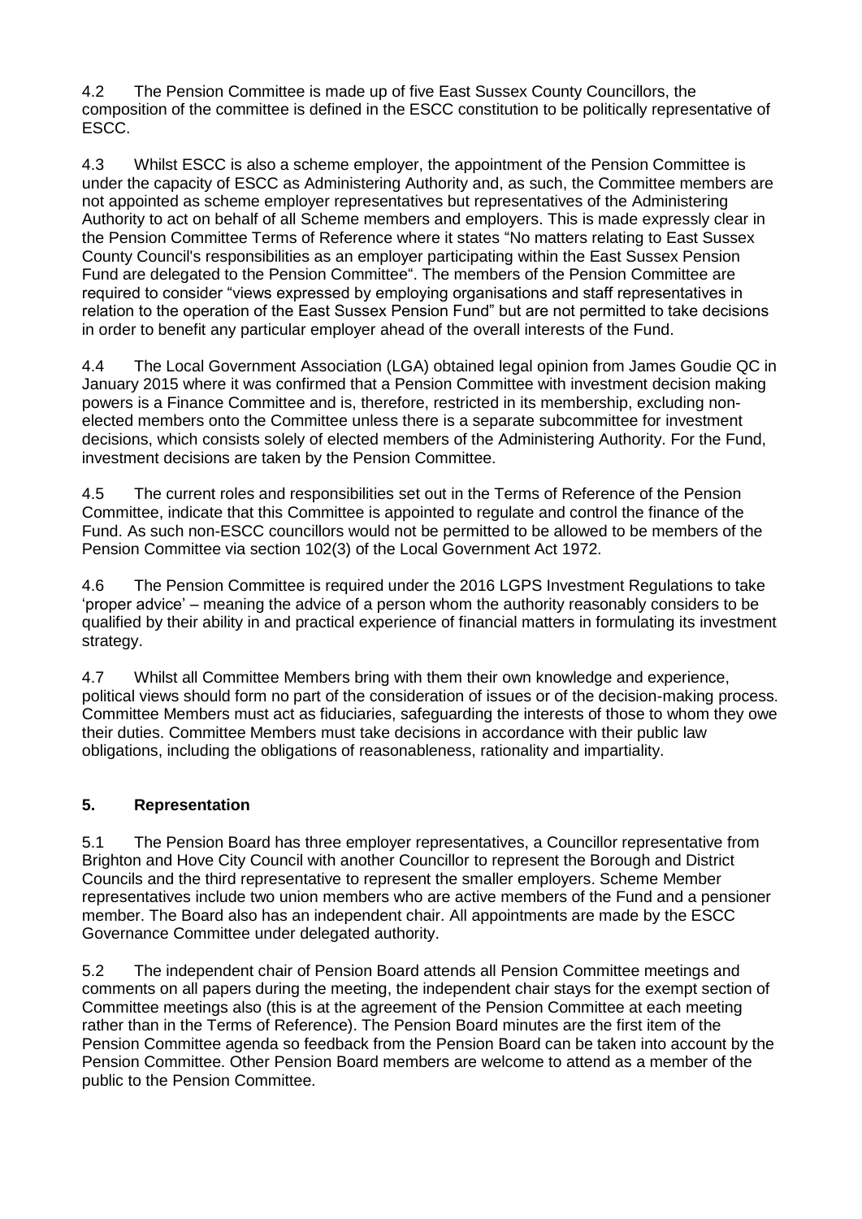4.2 The Pension Committee is made up of five East Sussex County Councillors, the composition of the committee is defined in the ESCC constitution to be politically representative of ESCC.

4.3 Whilst ESCC is also a scheme employer, the appointment of the Pension Committee is under the capacity of ESCC as Administering Authority and, as such, the Committee members are not appointed as scheme employer representatives but representatives of the Administering Authority to act on behalf of all Scheme members and employers. This is made expressly clear in the Pension Committee Terms of Reference where it states "No matters relating to East Sussex County Council's responsibilities as an employer participating within the East Sussex Pension Fund are delegated to the Pension Committee". The members of the Pension Committee are required to consider "views expressed by employing organisations and staff representatives in relation to the operation of the East Sussex Pension Fund" but are not permitted to take decisions in order to benefit any particular employer ahead of the overall interests of the Fund.

4.4 The Local Government Association (LGA) obtained legal opinion from James Goudie QC in January 2015 where it was confirmed that a Pension Committee with investment decision making powers is a Finance Committee and is, therefore, restricted in its membership, excluding non-elected members onto the Committee unless there is a separate subcommittee for investment decisions, which consists solely of elected members of the Administering Authority. For the Fund, investment decisions are taken by the Pension Committee.

4.5 The current roles and responsibilities set out in the Terms of Reference of the Pension Committee, indicate that this Committee is appointed to regulate and control the finance of the Fund. As such non-ESCC councillors would not be permitted to be allowed to be members of the Pension Committee via section 102(3) of the Local Government Act 1972.

4.6 The Pension Committee is required under the 2016 LGPS Investment Regulations to take 'proper advice' – meaning the advice of a person whom the authority reasonably considers to be qualified by their ability in and practical experience of financial matters in formulating its investment strategy.

4.7 Whilst all Committee Members bring with them their own knowledge and experience, political views should form no part of the consideration of issues or of the decision-making process. Committee Members must act as fiduciaries, safeguarding the interests of those to whom they owe their duties. Committee Members must take decisions in accordance with their public law obligations, including the obligations of reasonableness, rationality and impartiality.

## 5. Representation

5.1 The Pension Board has three employer representatives, a Councillor representative from Brighton and Hove City Council with another Councillor to represent the Borough and District Councils and the third representative to represent the smaller employers. Scheme Member representatives include two union members who are active members of the Fund and a pensioner member. The Board also has an independent chair. All appointments are made by the ESCC Governance Committee under delegated authority.

5.2 The independent chair of Pension Board attends all Pension Committee meetings and comments on all papers during the meeting, the independent chair stays for the exempt section of Committee meetings also (this is at the agreement of the Pension Committee at each meeting rather than in the Terms of Reference). The Pension Board minutes are the first item of the Pension Committee agenda so feedback from the Pension Board can be taken into account by the Pension Committee. Other Pension Board members are welcome to attend as a member of the public to the Pension Committee.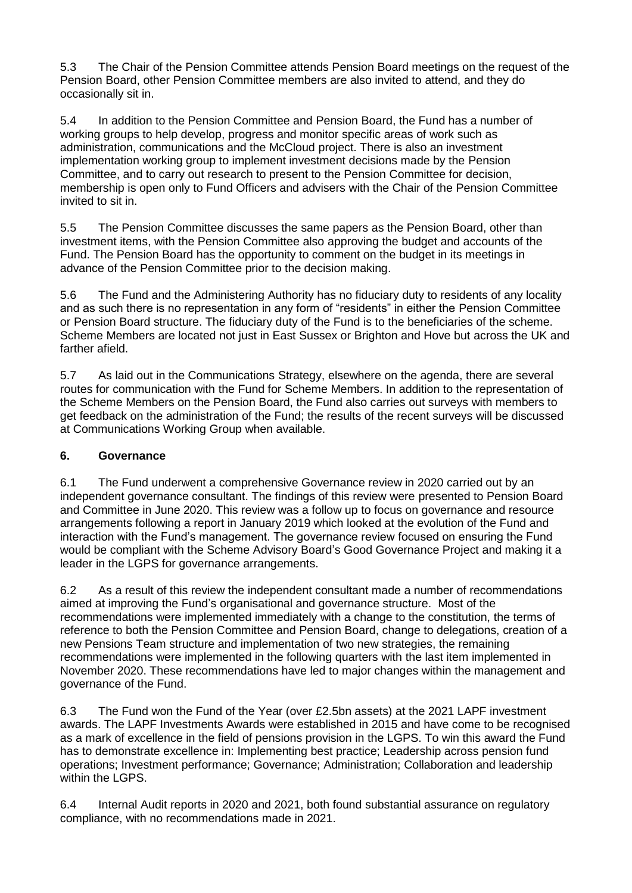5.3 The Chair of the Pension Committee attends Pension Board meetings on the request of the Pension Board, other Pension Committee members are also invited to attend, and they do occasionally sit in.

5.4 In addition to the Pension Committee and Pension Board, the Fund has a number of working groups to help develop, progress and monitor specific areas of work such as administration, communications and the McCloud project. There is also an investment implementation working group to implement investment decisions made by the Pension Committee, and to carry out research to present to the Pension Committee for decision, membership is open only to Fund Officers and advisers with the Chair of the Pension Committee invited to sit in.

5.5 The Pension Committee discusses the same papers as the Pension Board, other than investment items, with the Pension Committee also approving the budget and accounts of the Fund. The Pension Board has the opportunity to comment on the budget in its meetings in advance of the Pension Committee prior to the decision making.

5.6 The Fund and the Administering Authority has no fiduciary duty to residents of any locality and as such there is no representation in any form of "residents" in either the Pension Committee or Pension Board structure. The fiduciary duty of the Fund is to the beneficiaries of the scheme. Scheme Members are located not just in East Sussex or Brighton and Hove but across the UK and farther afield.

5.7 As laid out in the Communications Strategy, elsewhere on the agenda, there are several routes for communication with the Fund for Scheme Members. In addition to the representation of the Scheme Members on the Pension Board, the Fund also carries out surveys with members to get feedback on the administration of the Fund; the results of the recent surveys will be discussed at Communications Working Group when available.

## 6. Governance

6.1 The Fund underwent a comprehensive Governance review in 2020 carried out by an independent governance consultant. The findings of this review were presented to Pension Board and Committee in June 2020. This review was a follow up to focus on governance and resource arrangements following a report in January 2019 which looked at the evolution of the Fund and interaction with the Fund's management. The governance review focused on ensuring the Fund would be compliant with the Scheme Advisory Board's Good Governance Project and making it a leader in the LGPS for governance arrangements.

6.2 As a result of this review the independent consultant made a number of recommendations aimed at improving the Fund's organisational and governance structure. Most of the recommendations were implemented immediately with a change to the constitution, the terms of reference to both the Pension Committee and Pension Board, change to delegations, creation of a new Pensions Team structure and implementation of two new strategies, the remaining recommendations were implemented in the following quarters with the last item implemented in November 2020. These recommendations have led to major changes within the management and governance of the Fund.

6.3 The Fund won the Fund of the Year (over £2.5bn assets) at the 2021 LAPF investment awards. The LAPF Investments Awards were established in 2015 and have come to be recognised as a mark of excellence in the field of pensions provision in the LGPS. To win this award the Fund has to demonstrate excellence in: Implementing best practice; Leadership across pension fund operations; Investment performance; Governance; Administration; Collaboration and leadership within the LGPS.

6.4 Internal Audit reports in 2020 and 2021, both found substantial assurance on regulatory compliance, with no recommendations made in 2021.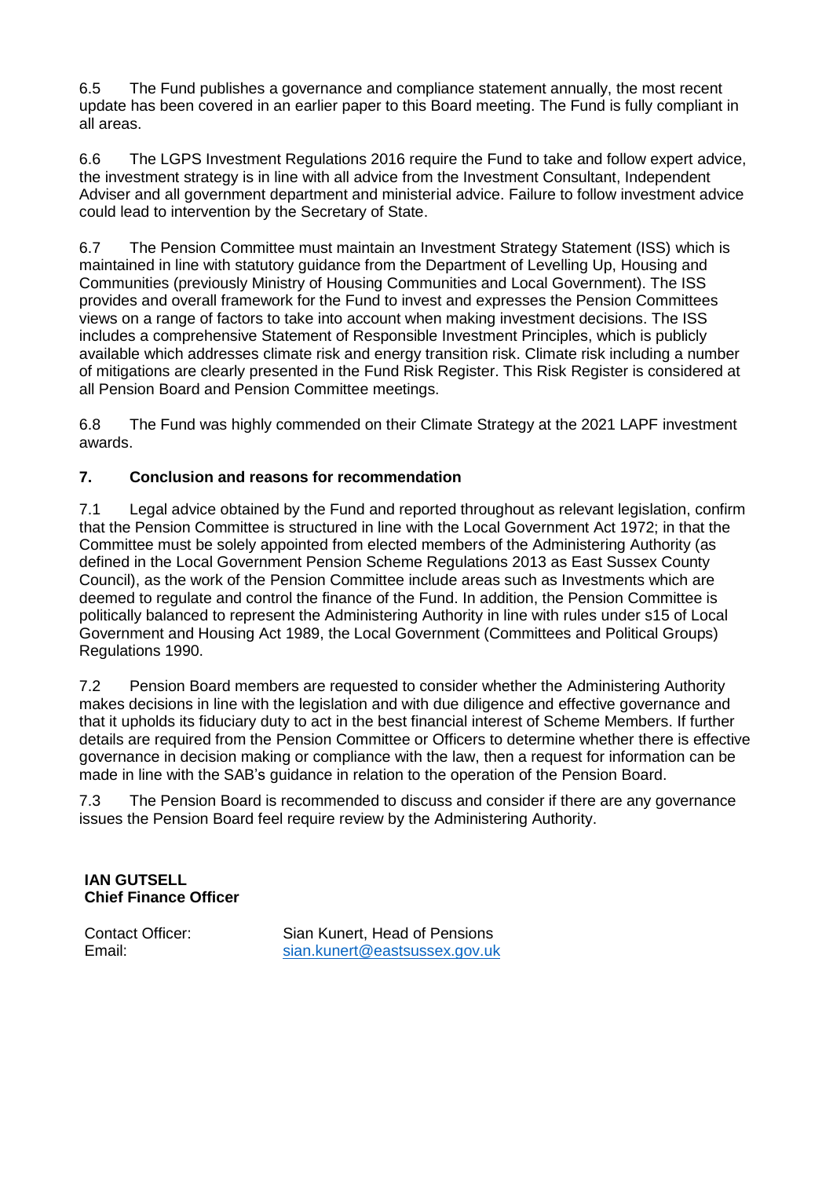6.5 The Fund publishes a governance and compliance statement annually, the most recent update has been covered in an earlier paper to this Board meeting. The Fund is fully compliant in all areas.

6.6 The LGPS Investment Regulations 2016 require the Fund to take and follow expert advice, the investment strategy is in line with all advice from the Investment Consultant, Independent Adviser and all government department and ministerial advice. Failure to follow investment advice could lead to intervention by the Secretary of State.

6.7 The Pension Committee must maintain an Investment Strategy Statement (ISS) which is maintained in line with statutory guidance from the Department of Levelling Up, Housing and Communities (previously Ministry of Housing Communities and Local Government). The ISS provides and overall framework for the Fund to invest and expresses the Pension Committees views on a range of factors to take into account when making investment decisions. The ISS includes a comprehensive Statement of Responsible Investment Principles, which is publicly available which addresses climate risk and energy transition risk. Climate risk including a number of mitigations are clearly presented in the Fund Risk Register. This Risk Register is considered at all Pension Board and Pension Committee meetings.

6.8 The Fund was highly commended on their Climate Strategy at the 2021 LAPF investment awards.

## 7. Conclusion and reasons for recommendation

7.1 Legal advice obtained by the Fund and reported throughout as relevant legislation, confirm that the Pension Committee is structured in line with the Local Government Act 1972; in that the Committee must be solely appointed from elected members of the Administering Authority (as defined in the Local Government Pension Scheme Regulations 2013 as East Sussex County Council), as the work of the Pension Committee include areas such as Investments which are deemed to regulate and control the finance of the Fund. In addition, the Pension Committee is politically balanced to represent the Administering Authority in line with rules under s15 of Local Government and Housing Act 1989, the Local Government (Committees and Political Groups) Regulations 1990.

7.2 Pension Board members are requested to consider whether the Administering Authority makes decisions in line with the legislation and with due diligence and effective governance and that it upholds its fiduciary duty to act in the best financial interest of Scheme Members. If further details are required from the Pension Committee or Officers to determine whether there is effective governance in decision making or compliance with the law, then a request for information can be made in line with the SAB's guidance in relation to the operation of the Pension Board.

7.3 The Pension Board is recommended to discuss and consider if there are any governance issues the Pension Board feel require review by the Administering Authority.

**IAN GUTSELL**
**Chief Finance Officer**

Contact Officer: Sian Kunert, Head of Pensions
Email: sian.kunert@eastsussex.gov.uk